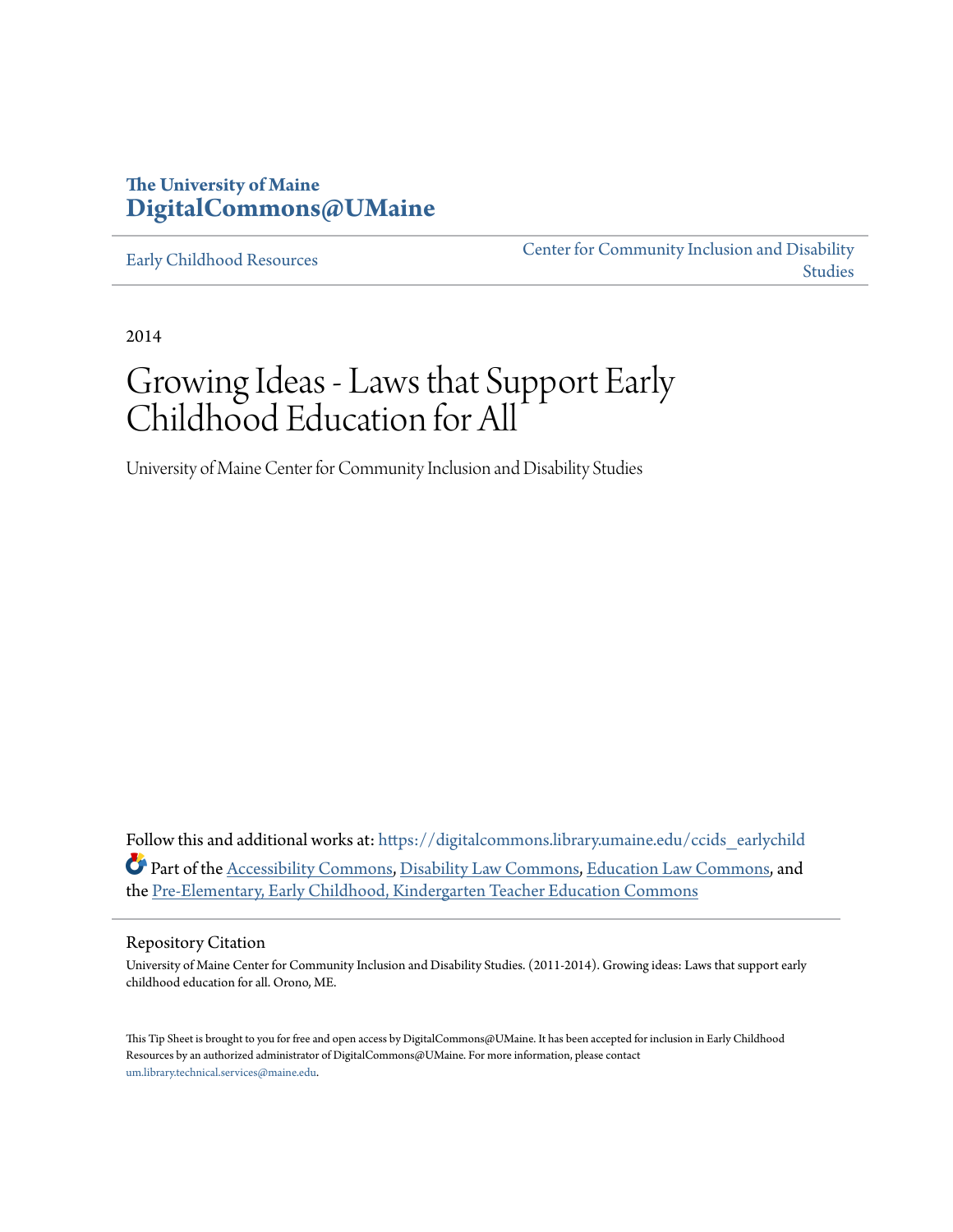The University of Maine
**DigitalCommons@UMaine**

Early Childhood Resources | Center for Community Inclusion and Disability Studies

2014

# Growing Ideas - Laws that Support Early Childhood Education for All

University of Maine Center for Community Inclusion and Disability Studies

Follow this and additional works at: https://digitalcommons.library.umaine.edu/ccids_earlychild

Part of the Accessibility Commons, Disability Law Commons, Education Law Commons, and the Pre-Elementary, Early Childhood, Kindergarten Teacher Education Commons

## Repository Citation

University of Maine Center for Community Inclusion and Disability Studies. (2011-2014). Growing ideas: Laws that support early childhood education for all. Orono, ME.

This Tip Sheet is brought to you for free and open access by DigitalCommons@UMaine. It has been accepted for inclusion in Early Childhood Resources by an authorized administrator of DigitalCommons@UMaine. For more information, please contact um.library.technical.services@maine.edu.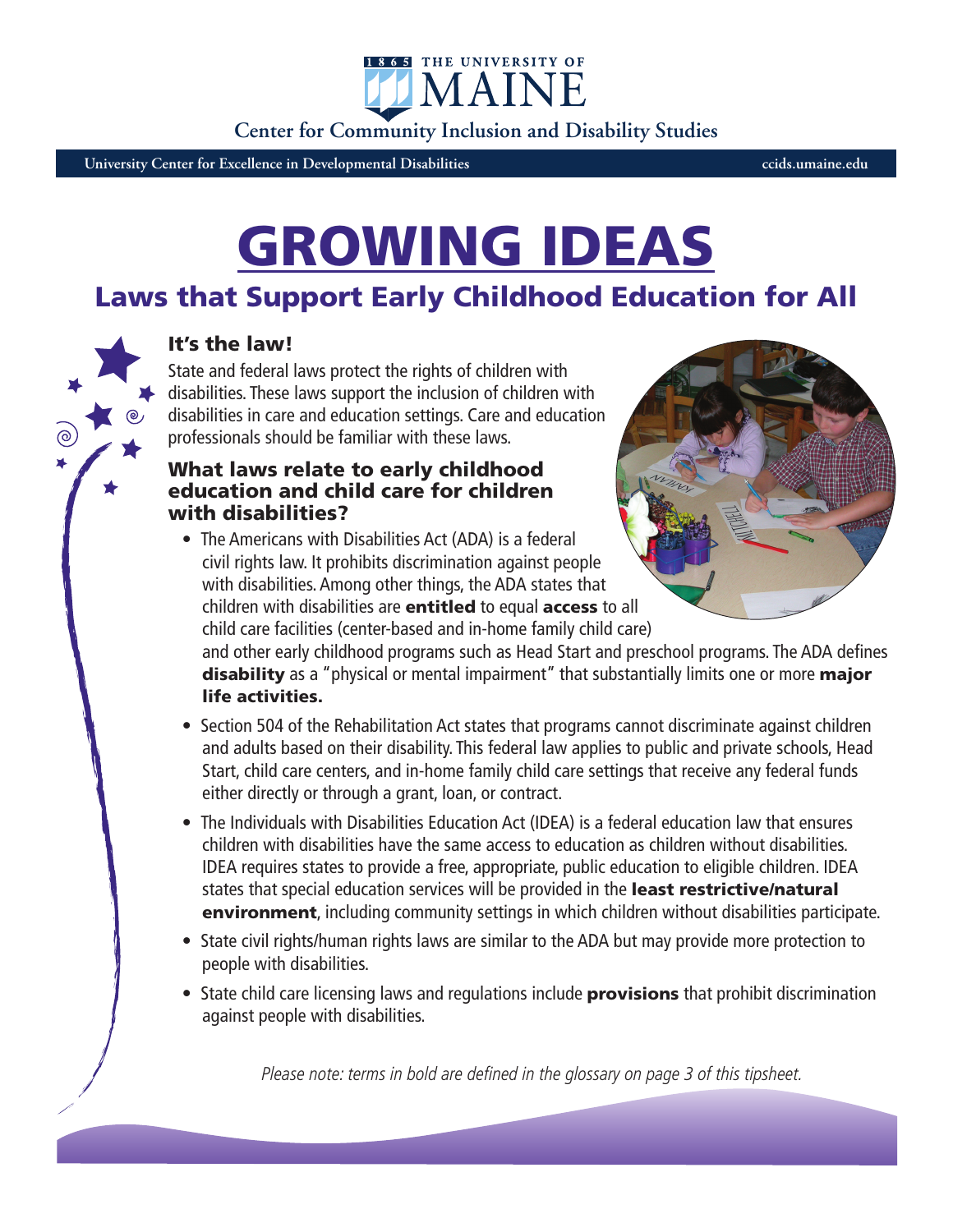THE UNIVERSITY OF MAINE

Center for Community Inclusion and Disability Studies

University Center for Excellence in Developmental Disabilities ccids.umaine.edu

# GROWING IDEAS

## Laws that Support Early Childhood Education for All

### It's the law!

State and federal laws protect the rights of children with disabilities. These laws support the inclusion of children with disabilities in care and education settings. Care and education professionals should be familiar with these laws.

### What laws relate to early childhood education and child care for children with disabilities?

- The Americans with Disabilities Act (ADA) is a federal civil rights law. It prohibits discrimination against people with disabilities. Among other things, the ADA states that children with disabilities are **entitled** to equal **access** to all child care facilities (center-based and in-home family child care) and other early childhood programs such as Head Start and preschool programs. The ADA defines **disability** as a "physical or mental impairment" that substantially limits one or more **major life activities.**
- Section 504 of the Rehabilitation Act states that programs cannot discriminate against children and adults based on their disability. This federal law applies to public and private schools, Head Start, child care centers, and in-home family child care settings that receive any federal funds either directly or through a grant, loan, or contract.
- The Individuals with Disabilities Education Act (IDEA) is a federal education law that ensures children with disabilities have the same access to education as children without disabilities. IDEA requires states to provide a free, appropriate, public education to eligible children. IDEA states that special education services will be provided in the **least restrictive/natural environment**, including community settings in which children without disabilities participate.
- State civil rights/human rights laws are similar to the ADA but may provide more protection to people with disabilities.
- State child care licensing laws and regulations include **provisions** that prohibit discrimination against people with disabilities.

*Please note: terms in bold are defined in the glossary on page 3 of this tipsheet.*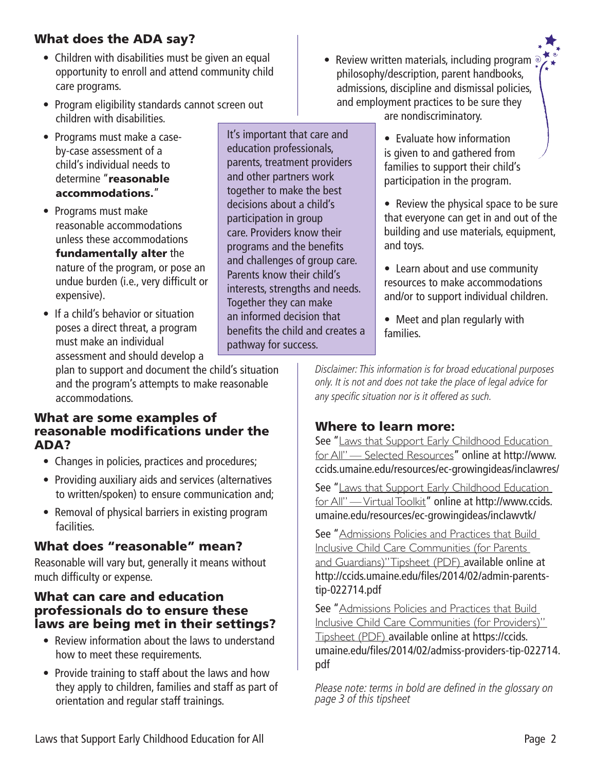## What does the ADA say?

- Children with disabilities must be given an equal opportunity to enroll and attend community child care programs.
- Program eligibility standards cannot screen out children with disabilities.
- Programs must make a case-by-case assessment of a child's individual needs to determine "**reasonable accommodations.**"
- Programs must make reasonable accommodations unless these accommodations **fundamentally alter** the nature of the program, or pose an undue burden (i.e., very difficult or expensive).
- If a child's behavior or situation poses a direct threat, a program must make an individual assessment and should develop a plan to support and document the child's situation and the program's attempts to make reasonable accommodations.

It's important that care and education professionals, parents, treatment providers and other partners work together to make the best decisions about a child's participation in group care. Providers know their programs and the benefits and challenges of group care. Parents know their child's interests, strengths and needs. Together they can make an informed decision that benefits the child and creates a pathway for success.

## What are some examples of reasonable modifications under the ADA?

- Changes in policies, practices and procedures;
- Providing auxiliary aids and services (alternatives to written/spoken) to ensure communication and;
- Removal of physical barriers in existing program facilities.

## What does "reasonable" mean?

Reasonable will vary but, generally it means without much difficulty or expense.

## What can care and education professionals do to ensure these laws are being met in their settings?

- Review information about the laws to understand how to meet these requirements.
- Provide training to staff about the laws and how they apply to children, families and staff as part of orientation and regular staff trainings.
- Review written materials, including program philosophy/description, parent handbooks, admissions, discipline and dismissal policies, and employment practices to be sure they are nondiscriminatory.
- Evaluate how information is given to and gathered from families to support their child's participation in the program.
- Review the physical space to be sure that everyone can get in and out of the building and use materials, equipment, and toys.
- Learn about and use community resources to make accommodations and/or to support individual children.
- Meet and plan regularly with families.

*Disclaimer: This information is for broad educational purposes only. It is not and does not take the place of legal advice for any specific situation nor is it offered as such.*

## Where to learn more:

See "Laws that Support Early Childhood Education for All" — Selected Resources" online at http://www.ccids.umaine.edu/resources/ec-growingideas/inclawres/

See "Laws that Support Early Childhood Education for All" — Virtual Toolkit" online at http://www.ccids.umaine.edu/resources/ec-growingideas/inclawvtk/

See "Admissions Policies and Practices that Build Inclusive Child Care Communities (for Parents and Guardians)" Tipsheet (PDF) available online at http://ccids.umaine.edu/files/2014/02/admin-parents-tip-022714.pdf

See "Admissions Policies and Practices that Build Inclusive Child Care Communities (for Providers)" Tipsheet (PDF) available online at https://ccids.umaine.edu/files/2014/02/admiss-providers-tip-022714.pdf

*Please note: terms in bold are defined in the glossary on page 3 of this tipsheet*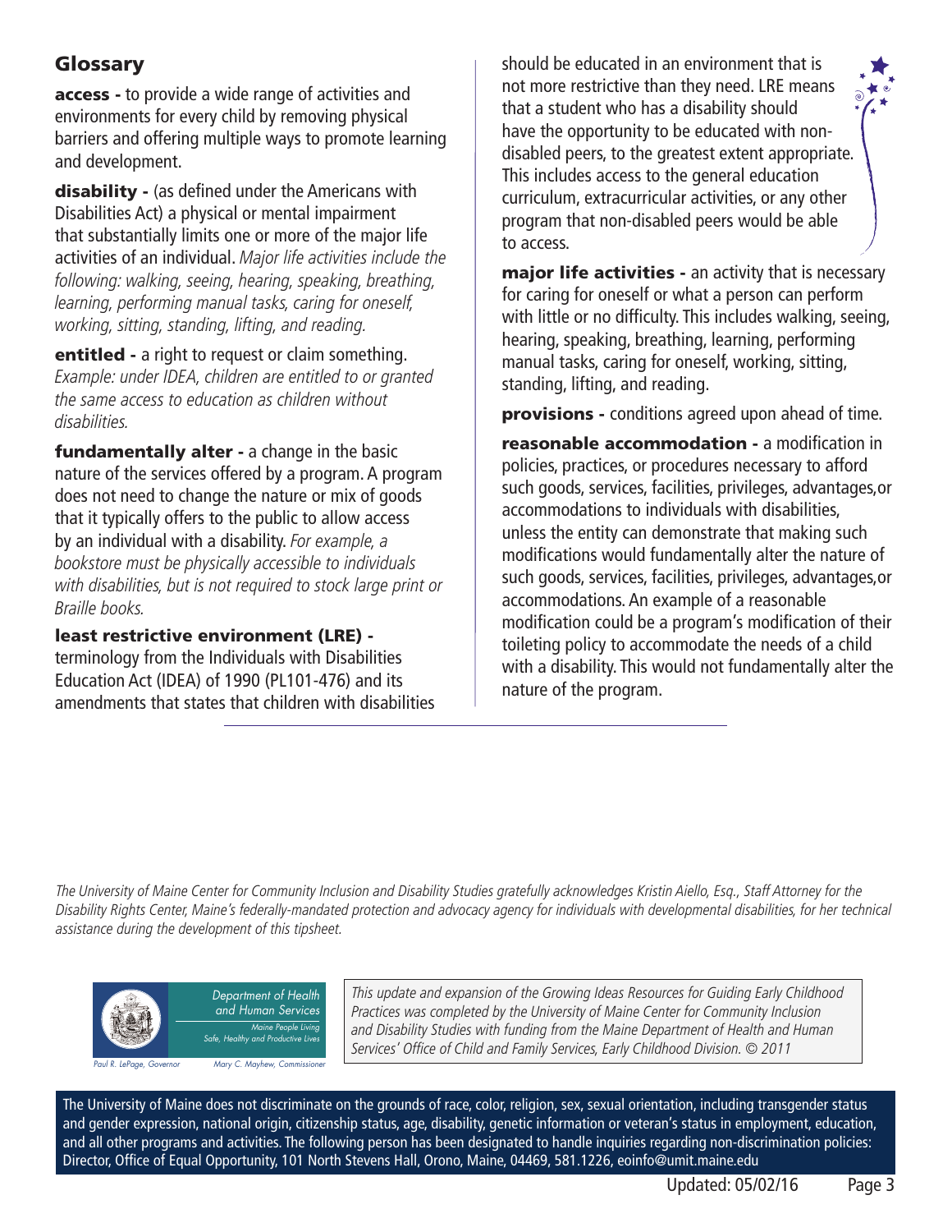## Glossary

**access -** to provide a wide range of activities and environments for every child by removing physical barriers and offering multiple ways to promote learning and development.

**disability -** (as defined under the Americans with Disabilities Act) a physical or mental impairment that substantially limits one or more of the major life activities of an individual. *Major life activities include the following: walking, seeing, hearing, speaking, breathing, learning, performing manual tasks, caring for oneself, working, sitting, standing, lifting, and reading.*

**entitled -** a right to request or claim something. *Example: under IDEA, children are entitled to or granted the same access to education as children without disabilities.*

**fundamentally alter -** a change in the basic nature of the services offered by a program. A program does not need to change the nature or mix of goods that it typically offers to the public to allow access by an individual with a disability. *For example, a bookstore must be physically accessible to individuals with disabilities, but is not required to stock large print or Braille books.*

**least restrictive environment (LRE) -** terminology from the Individuals with Disabilities Education Act (IDEA) of 1990 (PL101-476) and its amendments that states that children with disabilities should be educated in an environment that is not more restrictive than they need. LRE means that a student who has a disability should have the opportunity to be educated with non-disabled peers, to the greatest extent appropriate. This includes access to the general education curriculum, extracurricular activities, or any other program that non-disabled peers would be able to access.

**major life activities -** an activity that is necessary for caring for oneself or what a person can perform with little or no difficulty. This includes walking, seeing, hearing, speaking, breathing, learning, performing manual tasks, caring for oneself, working, sitting, standing, lifting, and reading.

**provisions -** conditions agreed upon ahead of time.

**reasonable accommodation -** a modification in policies, practices, or procedures necessary to afford such goods, services, facilities, privileges, advantages,or accommodations to individuals with disabilities, unless the entity can demonstrate that making such modifications would fundamentally alter the nature of such goods, services, facilities, privileges, advantages,or accommodations. An example of a reasonable modification could be a program's modification of their toileting policy to accommodate the needs of a child with a disability. This would not fundamentally alter the nature of the program.

*The University of Maine Center for Community Inclusion and Disability Studies gratefully acknowledges Kristin Aiello, Esq., Staff Attorney for the Disability Rights Center, Maine's federally-mandated protection and advocacy agency for individuals with developmental disabilities, for her technical assistance during the development of this tipsheet.*

*Department of Health and Human Services*
*Maine People Living Safe, Healthy and Productive Lives*
*Paul R. LePage, Governor* *Mary C. Mayhew, Commissioner*

*This update and expansion of the Growing Ideas Resources for Guiding Early Childhood Practices was completed by the University of Maine Center for Community Inclusion and Disability Studies with funding from the Maine Department of Health and Human Services' Office of Child and Family Services, Early Childhood Division. © 2011*

The University of Maine does not discriminate on the grounds of race, color, religion, sex, sexual orientation, including transgender status and gender expression, national origin, citizenship status, age, disability, genetic information or veteran's status in employment, education, and all other programs and activities. The following person has been designated to handle inquiries regarding non-discrimination policies: Director, Office of Equal Opportunity, 101 North Stevens Hall, Orono, Maine, 04469, 581.1226, eoinfo@umit.maine.edu

Updated: 05/02/16